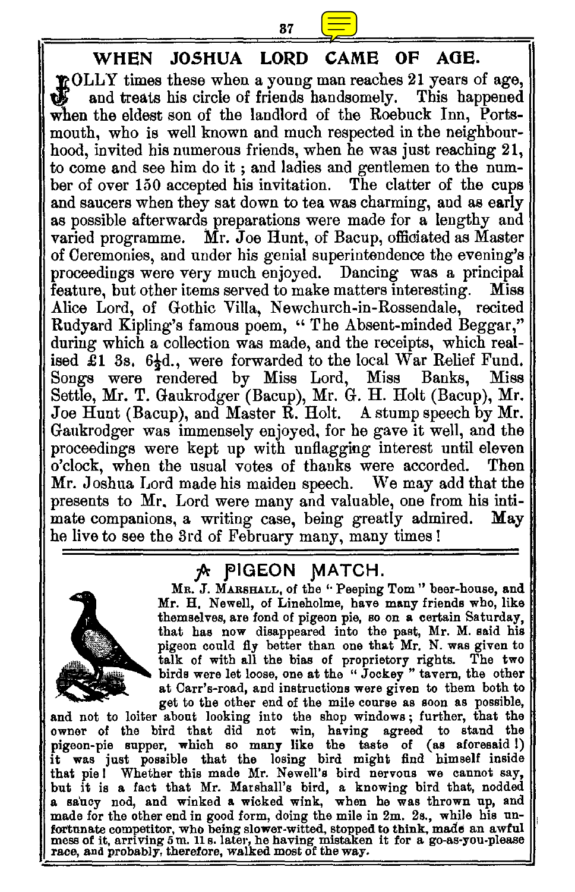## WHEN JOSHUA LORD CAME OF AGE.

JOLLY times these when a young man reaches 21 years of age, and treats his circle of friends handsomely. This happened when the eldest son of the landlord of the Roebuck Inn, Portsmouth, who is well known and much respected in the neighbourhood, invited his numerous friends, when he was just reaching 21, to come and see him do it; and ladies and gentlemen to the number of over 150 accepted his invitation. The clatter of the cups and saucers when they sat down to tea was charming, and as early as possible afterwards preparations were made for a lengthy and varied programme. Mr. Joe Hunt, of Bacup, officiated as Master of Ceremonies, and under his genial superintendence the evening's proceedings were very much enjoyed. Dancing was a principal feature, but other items served to make matters interesting. Miss Alice Lord, of Gothic Villa, Newchurch-in-Rossendale, recited Rudyard Kipling's famous poem, "The Absent-minded Beggar," during which a collection was made, and the receipts, which realised £1 3s. 6½d., were forwarded to the local War Relief Fund. Songs were rendered by Miss Lord, Miss Banks, Miss Settle, Mr. T. Gaukrodger (Bacup), Mr. G. H. Holt (Bacup), Mr. Joe Hunt (Bacup), and Master R. Holt. A stump speech by Mr. Gaukrodger was immensely enjoyed, for he gave it well, and the proceedings were kept up with unflagging interest until eleven o'clock, when the usual votes of thanks were accorded. Then Mr. Joshua Lord made his maiden speech. We may add that the presents to Mr. Lord were many and valuable, one from his intimate companions, a writing case, being greatly admired. May he live to see the 3rd of February many, many times!

## A PIGEON MATCH.

MR. J. MARSHALL, of the "Peeping Tom" beer-house, and Mr. H. Newell, of Lineholme, have many friends who, like themselves, are fond of pigeon pie, so on a certain Saturday, that has now disappeared into the past, Mr. M. said his pigeon could fly better than one that Mr. N. was given to talk of with all the bias of proprietory rights. The two birds were let loose, one at the "Jockey" tavern, the other at Carr's-road, and instructions were given to them both to get to the other end of the mile course as soon as possible, and not to loiter about looking into the shop windows; further, that the owner of the bird that did not win, having agreed to stand the pigeon-pie supper, which so many like the taste of (as aforesaid!) it was just possible that the losing bird might find himself inside that pie! Whether this made Mr. Newell's bird nervous we cannot say, but it is a fact that Mr. Marshall's bird, a knowing bird that, nodded a saucy nod, and winked a wicked wink, when he was thrown up, and made for the other end in good form, doing the mile in 2m. 2s., while his unfortunate competitor, who being slower-witted, stopped to think, made an awful mess of it, arriving 5m. 11s. later, he having mistaken it for a go-as-you-please race, and probably, therefore, walked most of the way.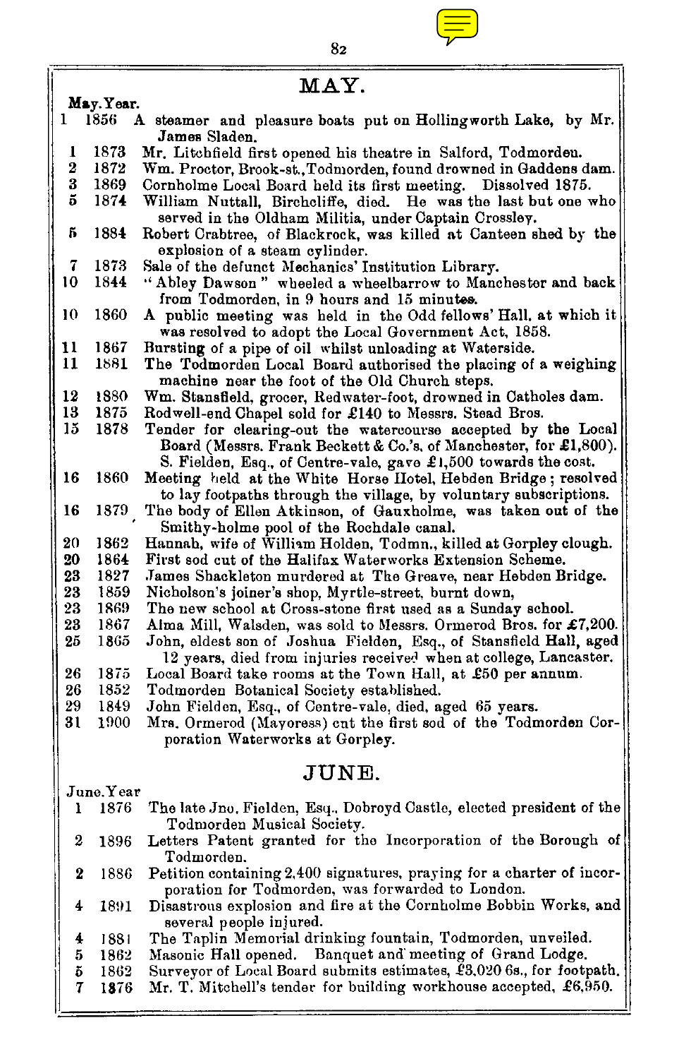## MAY.

| May. | Year. | |
|---|---|---|
| 1 | 1856 | A steamer and pleasure boats put on Hollingworth Lake, by Mr. James Sladen. |
| 1 | 1873 | Mr. Litchfield first opened his theatre in Salford, Todmorden. |
| 2 | 1872 | Wm. Proctor, Brook-st., Todmorden, found drowned in Gaddens dam. |
| 3 | 1869 | Cornholme Local Board held its first meeting. Dissolved 1875. |
| 5 | 1874 | William Nuttall, Birchcliffe, died. He was the last but one who served in the Oldham Militia, under Captain Crossley. |
| 5 | 1884 | Robert Crabtree, of Blackrock, was killed at Canteen shed by the explosion of a steam cylinder. |
| 7 | 1873 | Sale of the defunct Mechanics' Institution Library. |
| 10 | 1844 | "Abley Dawson" wheeled a wheelbarrow to Manchester and back from Todmorden, in 9 hours and 15 minutes. |
| 10 | 1860 | A public meeting was held in the Odd fellows' Hall, at which it was resolved to adopt the Local Government Act, 1858. |
| 11 | 1867 | Bursting of a pipe of oil whilst unloading at Waterside. |
| 11 | 1881 | The Todmorden Local Board authorised the placing of a weighing machine near the foot of the Old Church steps. |
| 12 | 1880 | Wm. Stansfield, grocer, Redwater-foot, drowned in Catholes dam. |
| 13 | 1875 | Rodwell-end Chapel sold for £140 to Messrs. Stead Bros. |
| 15 | 1878 | Tender for clearing-out the watercourse accepted by the Local Board (Messrs. Frank Beckett & Co.'s, of Manchester, for £1,800). S. Fielden, Esq., of Centre-vale, gave £1,500 towards the cost. |
| 16 | 1860 | Meeting held at the White Horse Hotel, Hebden Bridge; resolved to lay footpaths through the village, by voluntary subscriptions. |
| 16 | 1879 | The body of Ellen Atkinson, of Gauxholme, was taken out of the Smithy-holme pool of the Rochdale canal. |
| 20 | 1862 | Hannah, wife of William Holden, Todmn., killed at Gorpley clough. |
| 20 | 1864 | First sod cut of the Halifax Waterworks Extension Scheme. |
| 23 | 1827 | James Shackleton murdered at The Greave, near Hebden Bridge. |
| 23 | 1859 | Nicholson's joiner's shop, Myrtle-street, burnt down, |
| 23 | 1869 | The new school at Cross-stone first used as a Sunday school. |
| 23 | 1867 | Alma Mill, Walsden, was sold to Messrs. Ormerod Bros. for £7,200. |
| 25 | 1865 | John, eldest son of Joshua Fielden, Esq., of Stansfield Hall, aged 12 years, died from injuries received when at college, Lancaster. |
| 26 | 1875 | Local Board take rooms at the Town Hall, at £50 per annum. |
| 26 | 1852 | Todmorden Botanical Society established. |
| 29 | 1849 | John Fielden, Esq., of Centre-vale, died, aged 65 years. |
| 31 | 1900 | Mrs. Ormerod (Mayoress) cut the first sod of the Todmorden Corporation Waterworks at Gorpley. |

## JUNE.

| June. | Year | |
|---|---|---|
| 1 | 1876 | The late Jno. Fielden, Esq., Dobroyd Castle, elected president of the Todmorden Musical Society. |
| 2 | 1896 | Letters Patent granted for the Incorporation of the Borough of Todmorden. |
| 2 | 1886 | Petition containing 2,400 signatures, praying for a charter of incorporation for Todmorden, was forwarded to London. |
| 4 | 1891 | Disastrous explosion and fire at the Cornholme Bobbin Works, and several people injured. |
| 4 | 1881 | The Taplin Memorial drinking fountain, Todmorden, unveiled. |
| 5 | 1862 | Masonic Hall opened. Banquet and meeting of Grand Lodge. |
| 5 | 1862 | Surveyor of Local Board submits estimates, £3,020 6s., for footpath. |
| 7 | 1876 | Mr. T. Mitchell's tender for building workhouse accepted, £6,950. |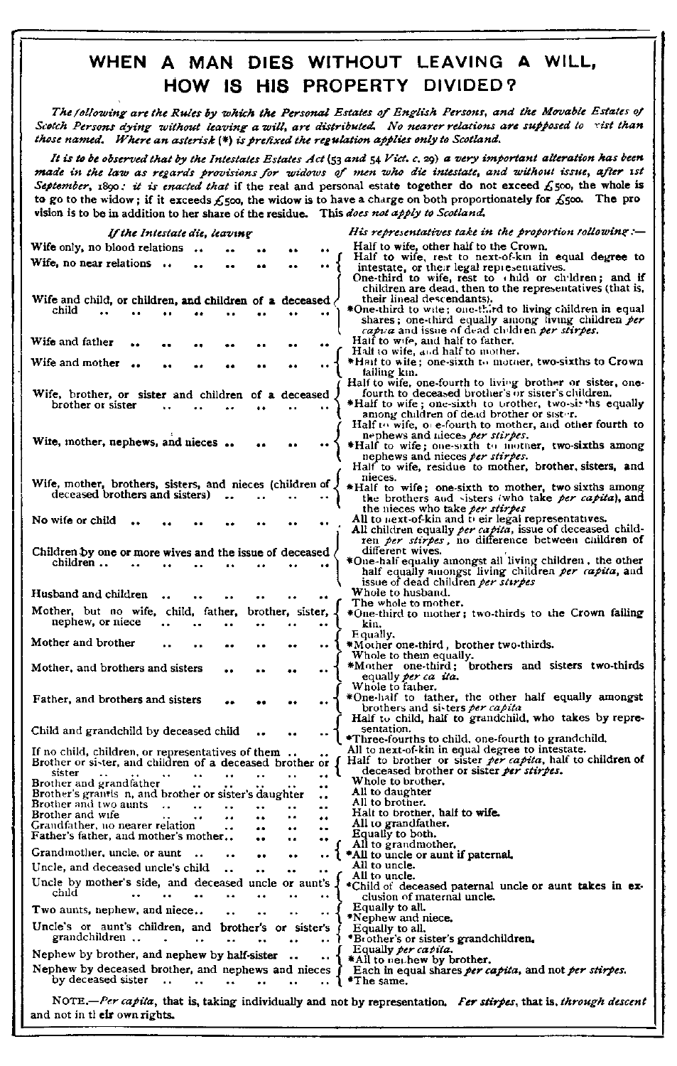# WHEN A MAN DIES WITHOUT LEAVING A WILL, HOW IS HIS PROPERTY DIVIDED?

*The following are the Rules by which the Personal Estates of English Persons, and the Movable Estates of Scotch Persons dying without leaving a will, are distributed. No nearer relations are supposed to exist than those named. Where an asterisk (*) is prefixed the regulation applies only to Scotland.*

*It is to be observed that by the Intestates Estates Act* (53 *and* 54 *Vict. c.* 29) *a very important alteration has been made in the law as regards provisions for widows of men who die intestate, and without issue, after 1st September,* 1890: *it is enacted that* if the real and personal estate together do not exceed £500, the whole is to go to the widow; if it exceeds £500, the widow is to have a charge on both proportionately for £500. The provision is to be in addition to her share of the residue. This *does not apply to Scotland.*

| *If the Intestate die, leaving* | *His representatives take in the proportion following:—* |
|---|---|
| Wife only, no blood relations | Half to wife, other half to the Crown. |
| Wife, no near relations | Half to wife, rest to next-of-kin in equal degree to intestate, or their legal representatives. |
| Wife and child, or children, and children of a deceased child | One-third to wife, rest to child or children; and if children are dead, then to the representatives (that is, their lineal descendants).<br>*One-third to wife; one-third to living children in equal shares; one-third equally among living children *per capita* and issue of dead children *per stirpes.* |
| Wife and father | Half to wife, and half to father. |
| Wife and mother | Half to wife, and half to mother.<br>*Half to wife; one-sixth to mother, two-sixths to Crown failing kin. |
| Wife, brother, or sister and children of a deceased brother or sister | Half to wife, one-fourth to living brother or sister, one-fourth to deceased brother's or sister's children.<br>*Half to wife; one-sixth to brother, two-sixths equally among children of dead brother or sister. |
| Wife, mother, nephews, and nieces | Half to wife, one-fourth to mother, and other fourth to nephews and nieces *per stirpes.*<br>*Half to wife; one-sixth to mother, two-sixths among nephews and nieces *per stirpes.* |
| Wife, mother, brothers, sisters, and nieces (children of deceased brothers and sisters) | Half to wife, residue to mother, brother, sisters, and nieces.<br>*Half to wife; one-sixth to mother, two sixths among the brothers and sisters (who take *per capita*), and the nieces who take *per stirpes* |
| No wife or child | All to next-of-kin and their legal representatives. |
| Children by one or more wives and the issue of deceased children | All children equally *per capita*, issue of deceased children *per stirpes*, no difference between children of different wives.<br>*One-half equally amongst all living children, the other half equally amongst living children *per capita*, and issue of dead children *per stirpes* |
| Husband and children | Whole to husband. |
| Mother, but no wife, child, father, brother, sister, nephew, or niece | The whole to mother.<br>*One-third to mother; two-thirds to the Crown failing kin. |
| Mother and brother | Equally.<br>*Mother one-third, brother two-thirds. |
| Mother, and brothers and sisters | Whole to them equally.<br>*Mother one-third; brothers and sisters two-thirds equally *per capita.* |
| Father, and brothers and sisters | Whole to father.<br>*One-half to father, the other half equally amongst brothers and sisters *per capita* |
| Child and grandchild by deceased child | Half to child, half to grandchild, who takes by representation.<br>*Three-fourths to child, one-fourth to grandchild. |
| If no child, children, or representatives of them | All to next-of-kin in equal degree to intestate. |
| Brother or sister, and children of a deceased brother or sister | Half to brother or sister *per capita*, half to children of deceased brother or sister *per stirpes.* |
| Brother and grandfather | Whole to brother. |
| Brother's grandson, and brother or sister's daughter | All to daughter |
| Brother and two aunts | All to brother. |
| Brother and wife | Half to brother, half to wife. |
| Grandfather, no nearer relation | All to grandfather. |
| Father's father, and mother's mother | Equally to both. |
| Grandmother, uncle, or aunt | All to grandmother.<br>*All to uncle or aunt if paternal. |
| Uncle, and deceased uncle's child | All to uncle. |
| Uncle by mother's side, and deceased uncle or aunt's child | All to uncle.<br>*Child of deceased paternal uncle or aunt takes in exclusion of maternal uncle. |
| Two aunts, nephew, and niece | Equally to all.<br>*Nephew and niece. |
| Uncle's or aunt's children, and brother's or sister's grandchildren | Equally to all.<br>*Brother's or sister's grandchildren. |
| Nephew by brother, and nephew by half-sister | Equally *per capita.*<br>*All to nephew by brother. |
| Nephew by deceased brother, and nephews and nieces by deceased sister | Each in equal shares *per capita*, and not *per stirpes.*<br>*The same. |

NOTE.—*Per capita*, that is, taking individually and not by representation. *Per stirpes*, that is, *through descent* and not in their own rights.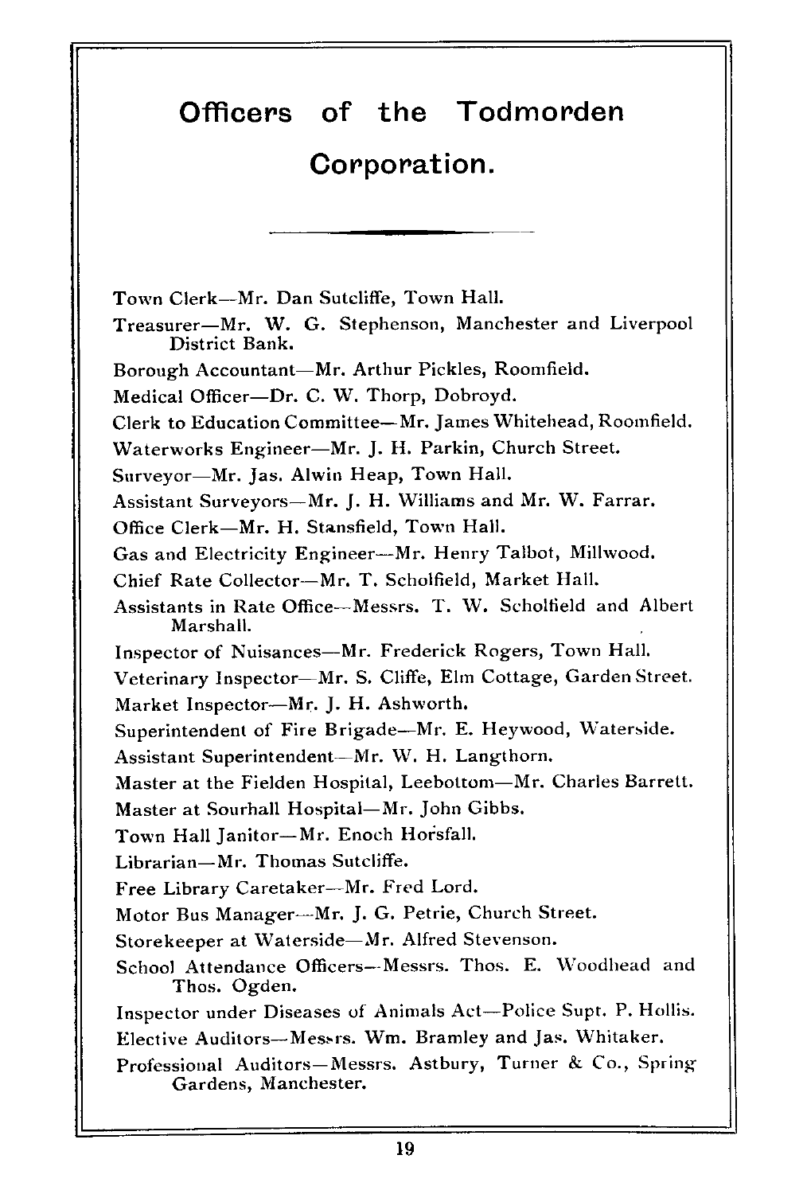# Officers of the Todmorden Corporation.

Town Clerk—Mr. Dan Sutcliffe, Town Hall.

Treasurer—Mr. W. G. Stephenson, Manchester and Liverpool District Bank.

Borough Accountant—Mr. Arthur Pickles, Roomfield.

Medical Officer—Dr. C. W. Thorp, Dobroyd.

Clerk to Education Committee—Mr. James Whitehead, Roomfield.

Waterworks Engineer—Mr. J. H. Parkin, Church Street.

Surveyor—Mr. Jas. Alwin Heap, Town Hall.

Assistant Surveyors—Mr. J. H. Williams and Mr. W. Farrar.

Office Clerk—Mr. H. Stansfield, Town Hall.

Gas and Electricity Engineer—Mr. Henry Talbot, Millwood.

Chief Rate Collector—Mr. T. Scholfield, Market Hall.

Assistants in Rate Office—Messrs. T. W. Scholfield and Albert Marshall.

Inspector of Nuisances—Mr. Frederick Rogers, Town Hall.

Veterinary Inspector—Mr. S. Cliffe, Elm Cottage, Garden Street.

Market Inspector—Mr. J. H. Ashworth.

Superintendent of Fire Brigade—Mr. E. Heywood, Waterside.

Assistant Superintendent—Mr. W. H. Langthorn.

Master at the Fielden Hospital, Leebottom—Mr. Charles Barrett.

Master at Sourhall Hospital—Mr. John Gibbs.

Town Hall Janitor—Mr. Enoch Horsfall.

Librarian—Mr. Thomas Sutcliffe.

Free Library Caretaker—Mr. Fred Lord.

Motor Bus Manager—Mr. J. G. Petrie, Church Street.

Storekeeper at Waterside—Mr. Alfred Stevenson.

School Attendance Officers—Messrs. Thos. E. Woodhead and Thos. Ogden.

Inspector under Diseases of Animals Act—Police Supt. P. Hollis.

Elective Auditors—Messrs. Wm. Bramley and Jas. Whitaker.

Professional Auditors—Messrs. Astbury, Turner & Co., Spring Gardens, Manchester.